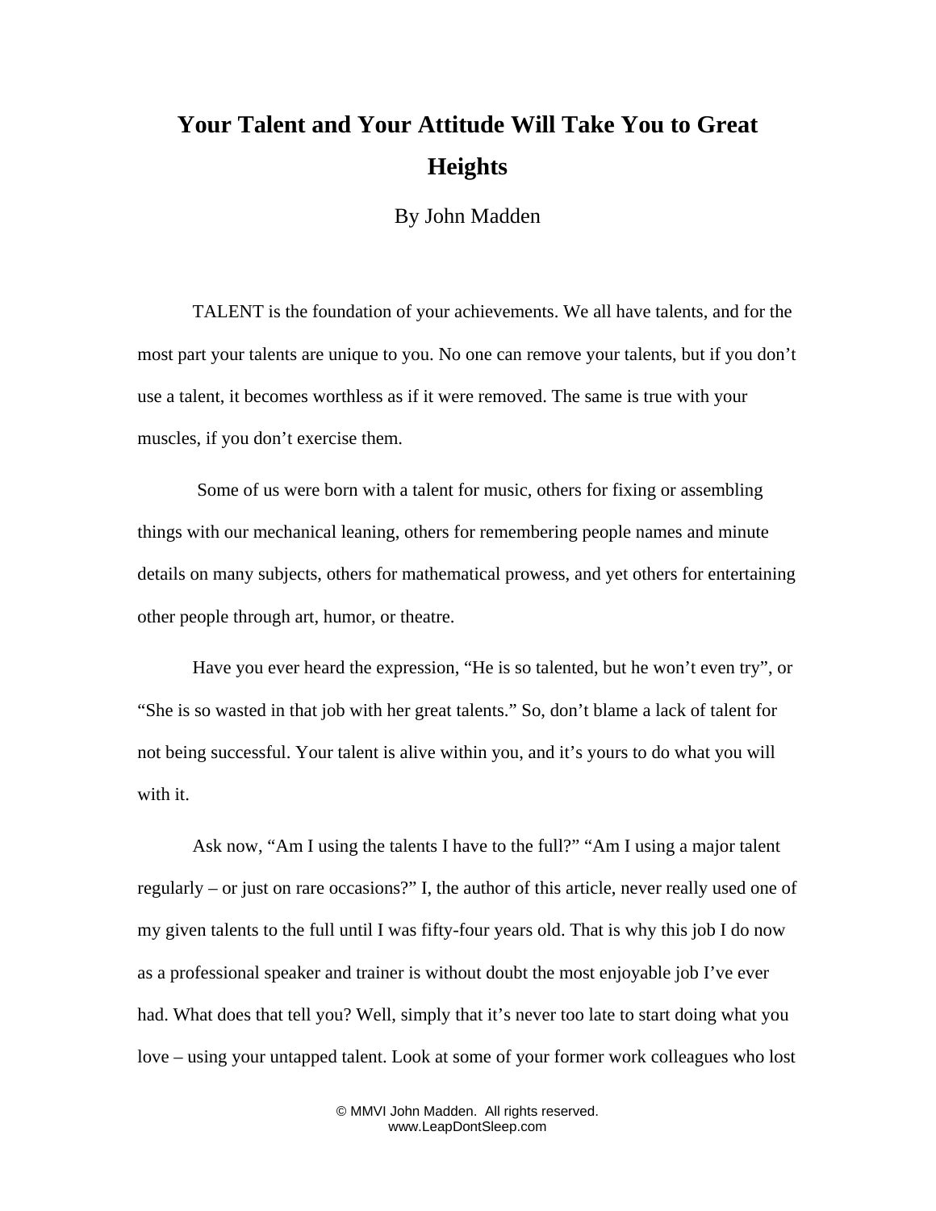# Your Talent and Your Attitude Will Take You to Great Heights

By John Madden

TALENT is the foundation of your achievements. We all have talents, and for the most part your talents are unique to you. No one can remove your talents, but if you don't use a talent, it becomes worthless as if it were removed. The same is true with your muscles, if you don't exercise them.

Some of us were born with a talent for music, others for fixing or assembling things with our mechanical leaning, others for remembering people names and minute details on many subjects, others for mathematical prowess, and yet others for entertaining other people through art, humor, or theatre.

Have you ever heard the expression, "He is so talented, but he won't even try", or "She is so wasted in that job with her great talents." So, don't blame a lack of talent for not being successful. Your talent is alive within you, and it's yours to do what you will with it.

Ask now, "Am I using the talents I have to the full?" "Am I using a major talent regularly – or just on rare occasions?" I, the author of this article, never really used one of my given talents to the full until I was fifty-four years old. That is why this job I do now as a professional speaker and trainer is without doubt the most enjoyable job I've ever had. What does that tell you? Well, simply that it's never too late to start doing what you love – using your untapped talent. Look at some of your former work colleagues who lost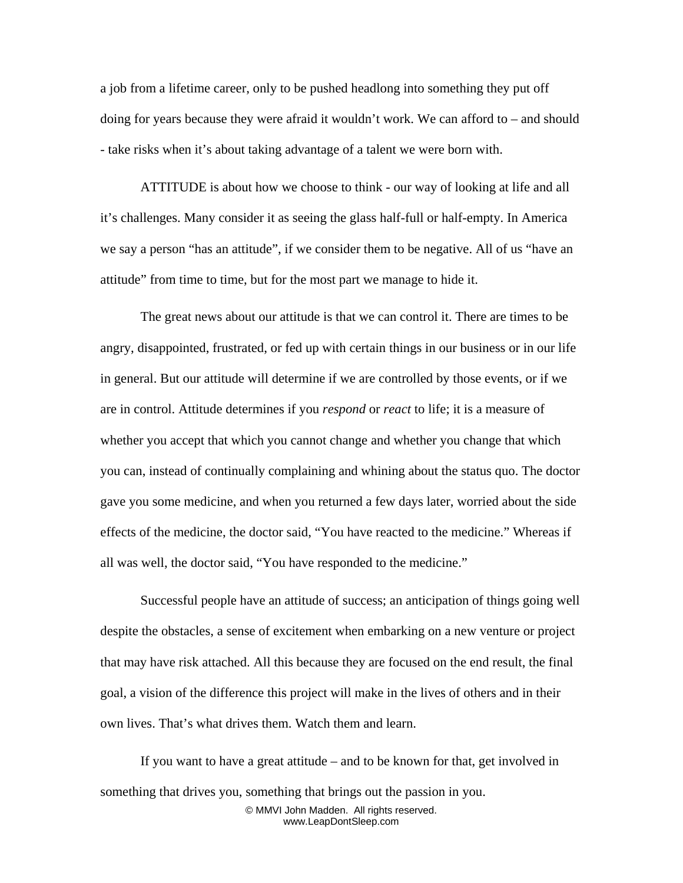a job from a lifetime career, only to be pushed headlong into something they put off doing for years because they were afraid it wouldn't work. We can afford to – and should - take risks when it's about taking advantage of a talent we were born with.

ATTITUDE is about how we choose to think - our way of looking at life and all it's challenges. Many consider it as seeing the glass half-full or half-empty. In America we say a person "has an attitude", if we consider them to be negative. All of us "have an attitude" from time to time, but for the most part we manage to hide it.

The great news about our attitude is that we can control it. There are times to be angry, disappointed, frustrated, or fed up with certain things in our business or in our life in general. But our attitude will determine if we are controlled by those events, or if we are in control. Attitude determines if you *respond* or *react* to life; it is a measure of whether you accept that which you cannot change and whether you change that which you can, instead of continually complaining and whining about the status quo. The doctor gave you some medicine, and when you returned a few days later, worried about the side effects of the medicine, the doctor said, "You have reacted to the medicine." Whereas if all was well, the doctor said, "You have responded to the medicine."

Successful people have an attitude of success; an anticipation of things going well despite the obstacles, a sense of excitement when embarking on a new venture or project that may have risk attached. All this because they are focused on the end result, the final goal, a vision of the difference this project will make in the lives of others and in their own lives. That's what drives them. Watch them and learn.

If you want to have a great attitude – and to be known for that, get involved in something that drives you, something that brings out the passion in you.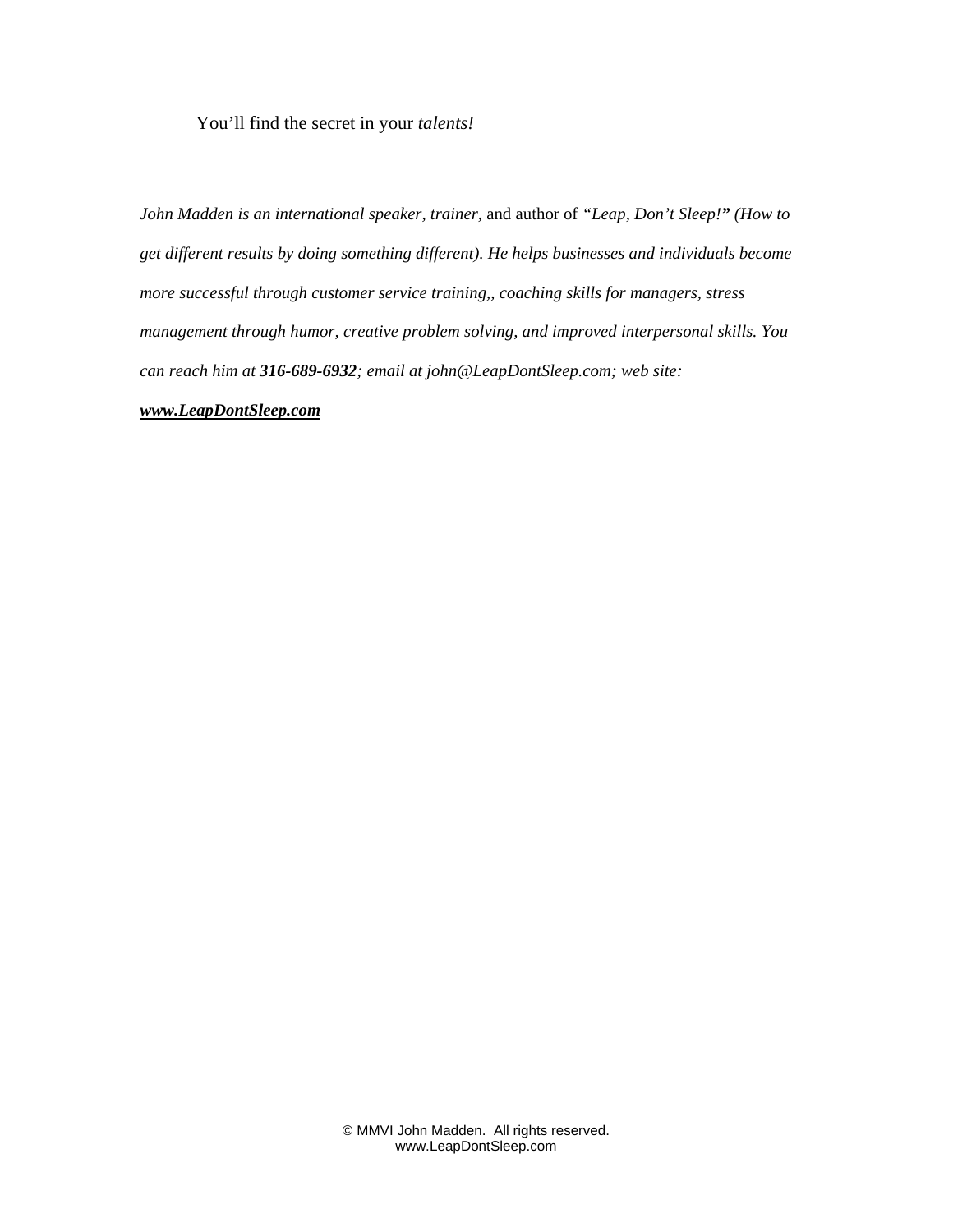You'll find the secret in your *talents!*

*John Madden is an international speaker, trainer,* and author of *"Leap, Don't Sleep!*" *(How to get different results by doing something different). He helps businesses and individuals become more successful through customer service training,, coaching skills for managers, stress management through humor, creative problem solving, and improved interpersonal skills. You can reach him at* ***316-689-6932****; email at john@LeapDontSleep.com; web site:* ***www.LeapDontSleep.com***

© MMVI John Madden. All rights reserved.
www.LeapDontSleep.com